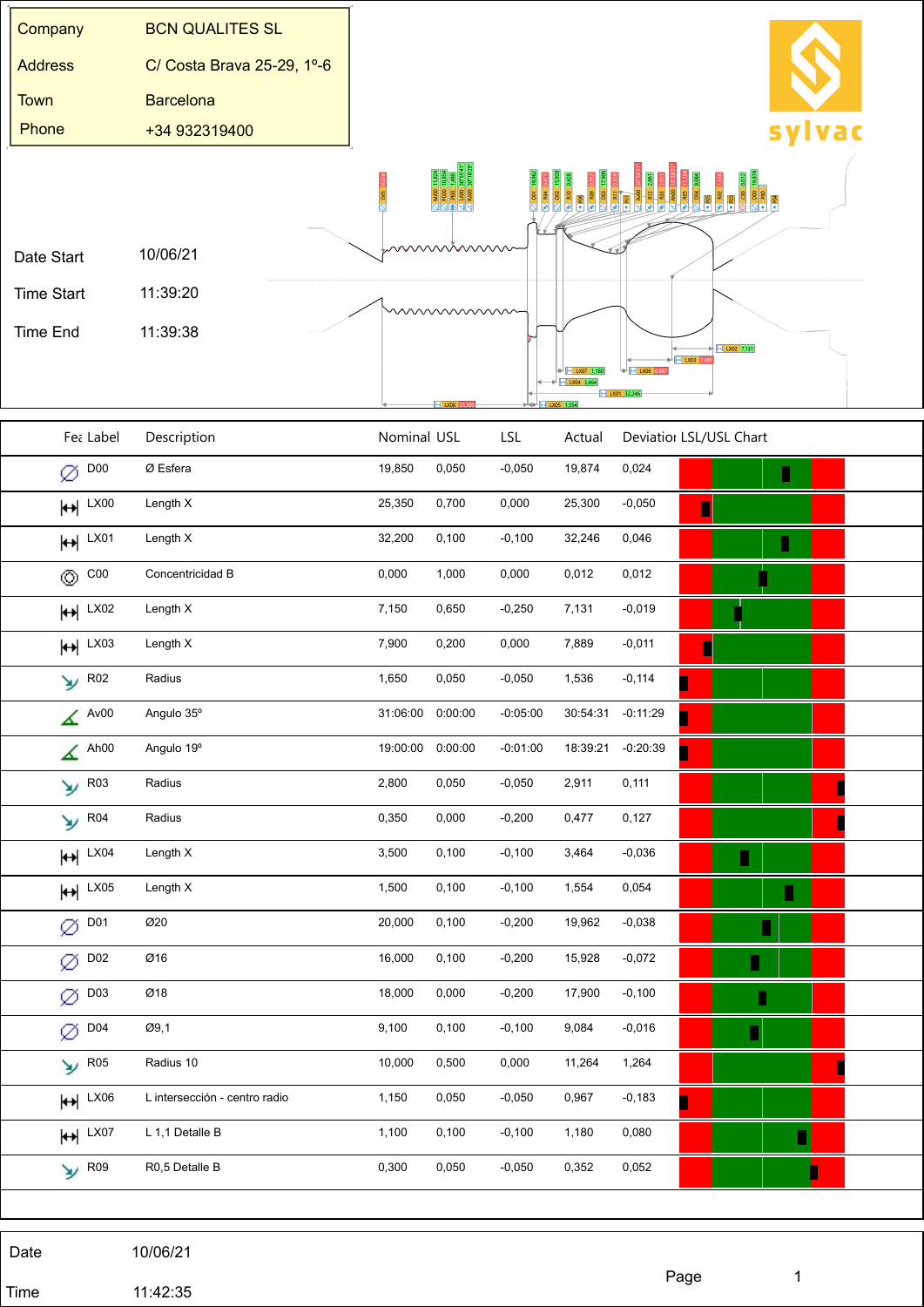| Company | BCN QUALITES SL |
|---|---|
| Address | C/ Costa Brava 25-29, 1º-6 |
| Town | Barcelona |
| Phone | +34 932319400 |

sylvac

| Date Start | 10/06/21 |
|---|---|
| Time Start | 11:39:20 |
| Time End | 11:39:38 |

| Fea | Label | Description | Nominal | USL | LSL | Actual | Deviation | LSL/USL Chart |
|---|---|---|---|---|---|---|---|---|
| ∅ | D00 | Ø Esfera | 19,850 | 0,050 | -0,050 | 19,874 | 0,024 | |
| ↔ | LX00 | Length X | 25,350 | 0,700 | 0,000 | 25,300 | -0,050 | |
| ↔ | LX01 | Length X | 32,200 | 0,100 | -0,100 | 32,246 | 0,046 | |
| ◎ | C00 | Concentricidad B | 0,000 | 1,000 | 0,000 | 0,012 | 0,012 | |
| ↔ | LX02 | Length X | 7,150 | 0,650 | -0,250 | 7,131 | -0,019 | |
| ↔ | LX03 | Length X | 7,900 | 0,200 | 0,000 | 7,889 | -0,011 | |
| | R02 | Radius | 1,650 | 0,050 | -0,050 | 1,536 | -0,114 | |
| ∠ | Av00 | Angulo 35º | 31:06:00 | 0:00:00 | -0:05:00 | 30:54:31 | -0:11:29 | |
| ∠ | Ah00 | Angulo 19º | 19:00:00 | 0:00:00 | -0:01:00 | 18:39:21 | -0:20:39 | |
| | R03 | Radius | 2,800 | 0,050 | -0,050 | 2,911 | 0,111 | |
| | R04 | Radius | 0,350 | 0,000 | -0,200 | 0,477 | 0,127 | |
| ↔ | LX04 | Length X | 3,500 | 0,100 | -0,100 | 3,464 | -0,036 | |
| ↔ | LX05 | Length X | 1,500 | 0,100 | -0,100 | 1,554 | 0,054 | |
| ∅ | D01 | Ø20 | 20,000 | 0,100 | -0,200 | 19,962 | -0,038 | |
| ∅ | D02 | Ø16 | 16,000 | 0,100 | -0,200 | 15,928 | -0,072 | |
| ∅ | D03 | Ø18 | 18,000 | 0,000 | -0,200 | 17,900 | -0,100 | |
| ∅ | D04 | Ø9,1 | 9,100 | 0,100 | -0,100 | 9,084 | -0,016 | |
| | R05 | Radius 10 | 10,000 | 0,500 | 0,000 | 11,264 | 1,264 | |
| ↔ | LX06 | L intersección - centro radio | 1,150 | 0,050 | -0,050 | 0,967 | -0,183 | |
| ↔ | LX07 | L 1,1 Detalle B | 1,100 | 0,100 | -0,100 | 1,180 | 0,080 | |
| | R09 | R0,5 Detalle B | 0,300 | 0,050 | -0,050 | 0,352 | 0,052 | |

| Date | 10/06/21 |
|---|---|
| Time | 11:42:35 |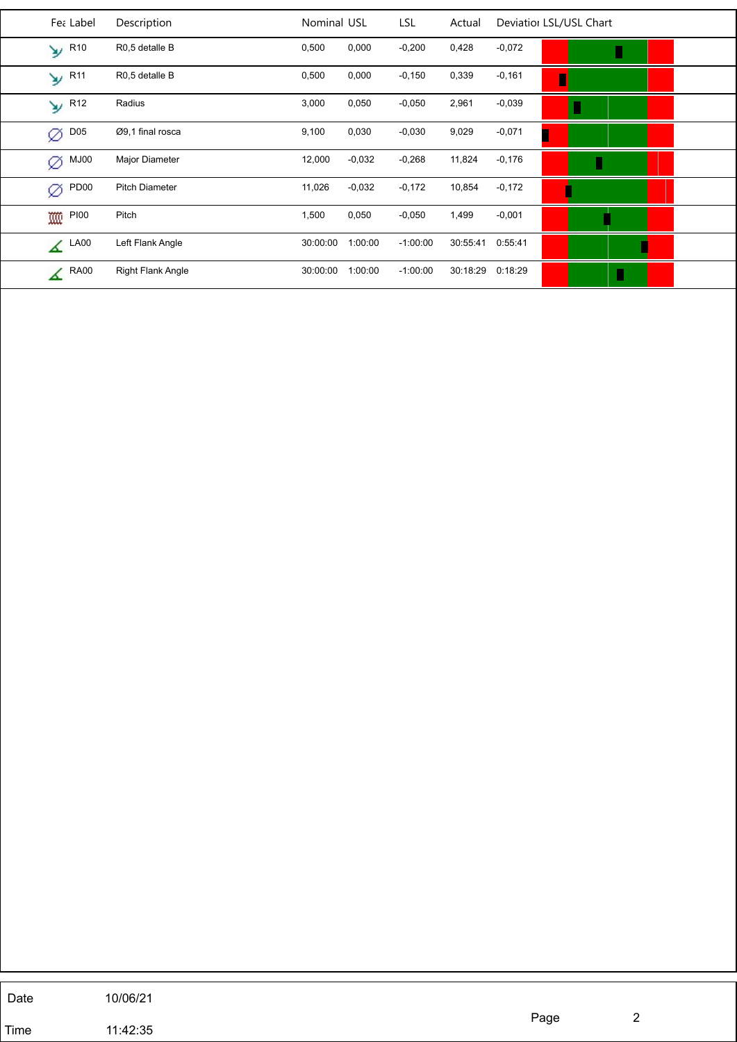| Fea Label | Description | Nominal | USL | LSL | Actual | Deviation | LSL/USL Chart |
|---|---|---|---|---|---|---|---|
| R10 | R0,5 detalle B | 0,500 | 0,000 | -0,200 | 0,428 | -0,072 | |
| R11 | R0,5 detalle B | 0,500 | 0,000 | -0,150 | 0,339 | -0,161 | |
| R12 | Radius | 3,000 | 0,050 | -0,050 | 2,961 | -0,039 | |
| D05 | Ø9,1 final rosca | 9,100 | 0,030 | -0,030 | 9,029 | -0,071 | |
| MJ00 | Major Diameter | 12,000 | -0,032 | -0,268 | 11,824 | -0,176 | |
| PD00 | Pitch Diameter | 11,026 | -0,032 | -0,172 | 10,854 | -0,172 | |
| PI00 | Pitch | 1,500 | 0,050 | -0,050 | 1,499 | -0,001 | |
| LA00 | Left Flank Angle | 30:00:00 | 1:00:00 | -1:00:00 | 30:55:41 | 0:55:41 | |
| RA00 | Right Flank Angle | 30:00:00 | 1:00:00 | -1:00:00 | 30:18:29 | 0:18:29 | |

Date 10/06/21

Time 11:42:35